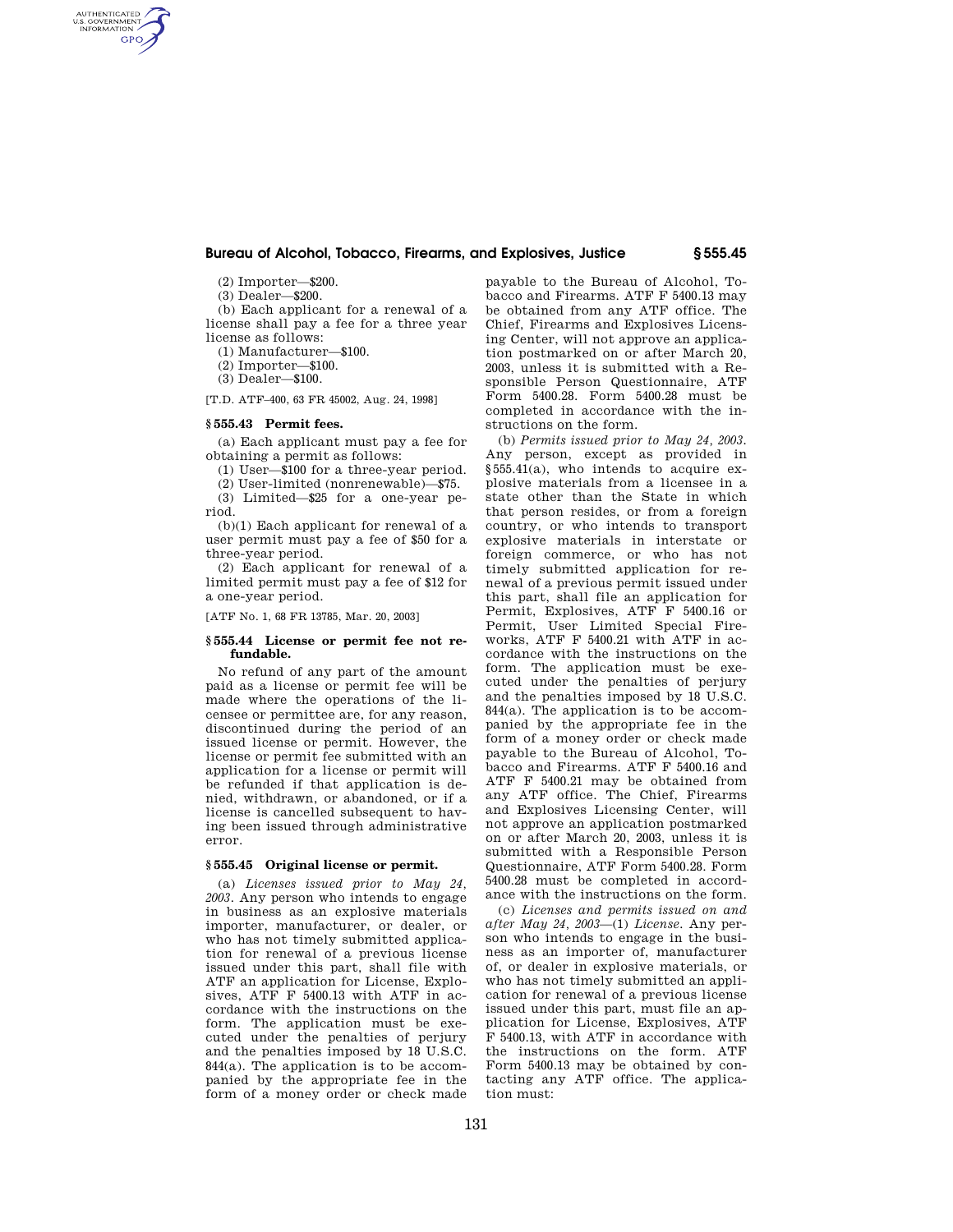(2) Importer—$200.

(3) Dealer—$200.

(b) Each applicant for a renewal of a license shall pay a fee for a three year license as follows:

(1) Manufacturer—$100.

(2) Importer—$100.

(3) Dealer—$100.

[T.D. ATF–400, 63 FR 45002, Aug. 24, 1998]

### § 555.43 Permit fees.

(a) Each applicant must pay a fee for obtaining a permit as follows:

(1) User—$100 for a three-year period.

(2) User-limited (nonrenewable)—$75.

(3) Limited—$25 for a one-year period.

(b)(1) Each applicant for renewal of a user permit must pay a fee of $50 for a three-year period.

(2) Each applicant for renewal of a limited permit must pay a fee of $12 for a one-year period.

[ATF No. 1, 68 FR 13785, Mar. 20, 2003]

### § 555.44 License or permit fee not refundable.

No refund of any part of the amount paid as a license or permit fee will be made where the operations of the licensee or permittee are, for any reason, discontinued during the period of an issued license or permit. However, the license or permit fee submitted with an application for a license or permit will be refunded if that application is denied, withdrawn, or abandoned, or if a license is cancelled subsequent to having been issued through administrative error.

### § 555.45 Original license or permit.

(a) *Licenses issued prior to May 24, 2003.* Any person who intends to engage in business as an explosive materials importer, manufacturer, or dealer, or who has not timely submitted application for renewal of a previous license issued under this part, shall file with ATF an application for License, Explosives, ATF F 5400.13 with ATF in accordance with the instructions on the form. The application must be executed under the penalties of perjury and the penalties imposed by 18 U.S.C. 844(a). The application is to be accompanied by the appropriate fee in the form of a money order or check made payable to the Bureau of Alcohol, Tobacco and Firearms. ATF F 5400.13 may be obtained from any ATF office. The Chief, Firearms and Explosives Licensing Center, will not approve an application postmarked on or after March 20, 2003, unless it is submitted with a Responsible Person Questionnaire, ATF Form 5400.28. Form 5400.28 must be completed in accordance with the instructions on the form.

(b) *Permits issued prior to May 24, 2003.* Any person, except as provided in §555.41(a), who intends to acquire explosive materials from a licensee in a state other than the State in which that person resides, or from a foreign country, or who intends to transport explosive materials in interstate or foreign commerce, or who has not timely submitted application for renewal of a previous permit issued under this part, shall file an application for Permit, Explosives, ATF F 5400.16 or Permit, User Limited Special Fireworks, ATF F 5400.21 with ATF in accordance with the instructions on the form. The application must be executed under the penalties of perjury and the penalties imposed by 18 U.S.C. 844(a). The application is to be accompanied by the appropriate fee in the form of a money order or check made payable to the Bureau of Alcohol, Tobacco and Firearms. ATF F 5400.16 and ATF F 5400.21 may be obtained from any ATF office. The Chief, Firearms and Explosives Licensing Center, will not approve an application postmarked on or after March 20, 2003, unless it is submitted with a Responsible Person Questionnaire, ATF Form 5400.28. Form 5400.28 must be completed in accordance with the instructions on the form.

(c) *Licenses and permits issued on and after May 24, 2003*—(1) *License.* Any person who intends to engage in the business as an importer of, manufacturer of, or dealer in explosive materials, or who has not timely submitted an application for renewal of a previous license issued under this part, must file an application for License, Explosives, ATF F 5400.13, with ATF in accordance with the instructions on the form. ATF Form 5400.13 may be obtained by contacting any ATF office. The application must: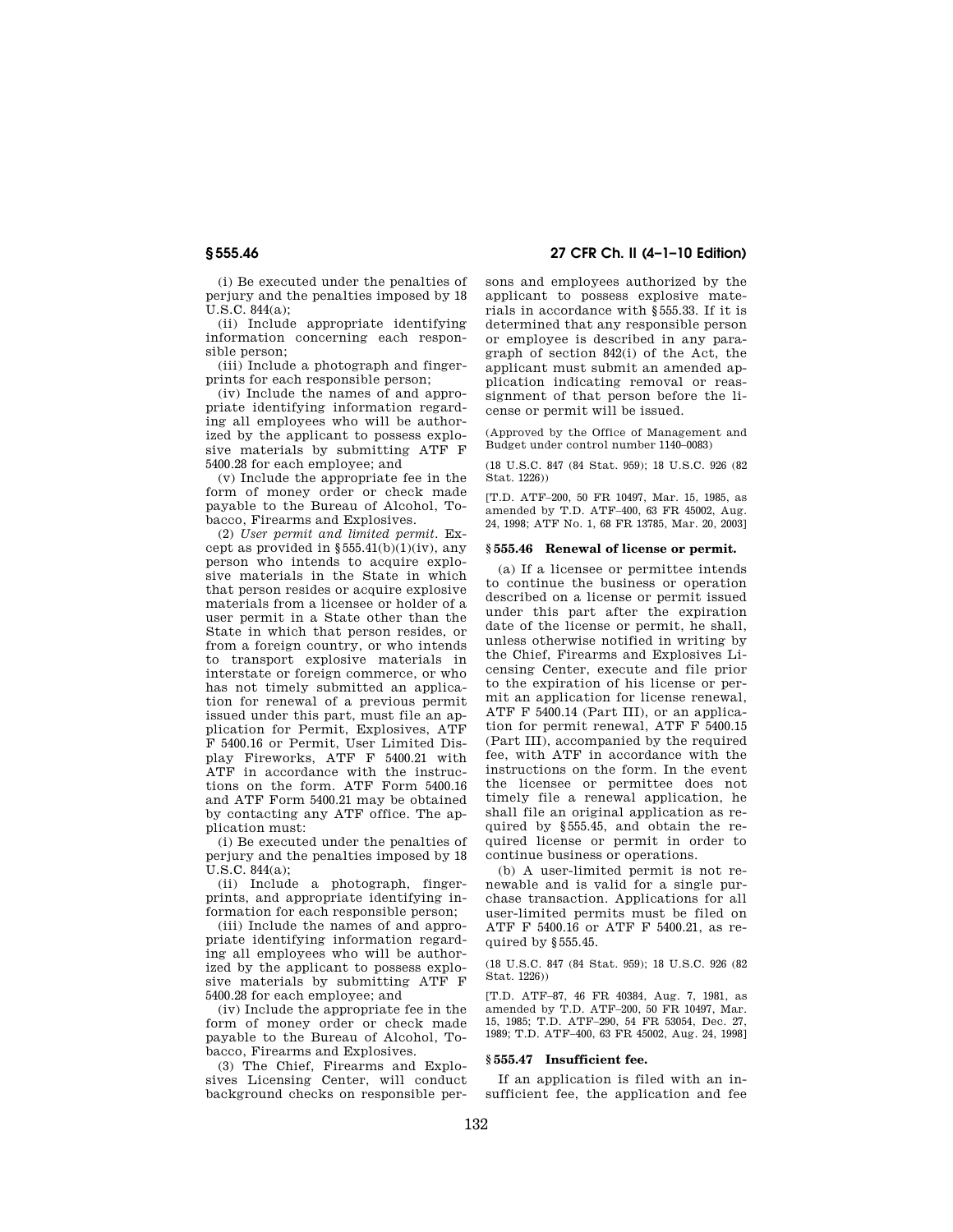(i) Be executed under the penalties of perjury and the penalties imposed by 18 U.S.C. 844(a);

(ii) Include appropriate identifying information concerning each responsible person;

(iii) Include a photograph and fingerprints for each responsible person;

(iv) Include the names of and appropriate identifying information regarding all employees who will be authorized by the applicant to possess explosive materials by submitting ATF F 5400.28 for each employee; and

(v) Include the appropriate fee in the form of money order or check made payable to the Bureau of Alcohol, Tobacco, Firearms and Explosives.

(2) *User permit and limited permit.* Except as provided in §555.41(b)(1)(iv), any person who intends to acquire explosive materials in the State in which that person resides or acquire explosive materials from a licensee or holder of a user permit in a State other than the State in which that person resides, or from a foreign country, or who intends to transport explosive materials in interstate or foreign commerce, or who has not timely submitted an application for renewal of a previous permit issued under this part, must file an application for Permit, Explosives, ATF F 5400.16 or Permit, User Limited Display Fireworks, ATF F 5400.21 with ATF in accordance with the instructions on the form. ATF Form 5400.16 and ATF Form 5400.21 may be obtained by contacting any ATF office. The application must:

(i) Be executed under the penalties of perjury and the penalties imposed by 18 U.S.C. 844(a);

(ii) Include a photograph, fingerprints, and appropriate identifying information for each responsible person;

(iii) Include the names of and appropriate identifying information regarding all employees who will be authorized by the applicant to possess explosive materials by submitting ATF F 5400.28 for each employee; and

(iv) Include the appropriate fee in the form of money order or check made payable to the Bureau of Alcohol, Tobacco, Firearms and Explosives.

(3) The Chief, Firearms and Explosives Licensing Center, will conduct background checks on responsible persons and employees authorized by the applicant to possess explosive materials in accordance with §555.33. If it is determined that any responsible person or employee is described in any paragraph of section 842(i) of the Act, the applicant must submit an amended application indicating removal or reassignment of that person before the license or permit will be issued.

(Approved by the Office of Management and Budget under control number 1140–0083)

(18 U.S.C. 847 (84 Stat. 959); 18 U.S.C. 926 (82 Stat. 1226))

[T.D. ATF–200, 50 FR 10497, Mar. 15, 1985, as amended by T.D. ATF–400, 63 FR 45002, Aug. 24, 1998; ATF No. 1, 68 FR 13785, Mar. 20, 2003]

## §555.46 Renewal of license or permit.

(a) If a licensee or permittee intends to continue the business or operation described on a license or permit issued under this part after the expiration date of the license or permit, he shall, unless otherwise notified in writing by the Chief, Firearms and Explosives Licensing Center, execute and file prior to the expiration of his license or permit an application for license renewal, ATF F 5400.14 (Part III), or an application for permit renewal, ATF F 5400.15 (Part III), accompanied by the required fee, with ATF in accordance with the instructions on the form. In the event the licensee or permittee does not timely file a renewal application, he shall file an original application as required by §555.45, and obtain the required license or permit in order to continue business or operations.

(b) A user-limited permit is not renewable and is valid for a single purchase transaction. Applications for all user-limited permits must be filed on ATF F 5400.16 or ATF F 5400.21, as required by §555.45.

(18 U.S.C. 847 (84 Stat. 959); 18 U.S.C. 926 (82 Stat. 1226))

[T.D. ATF–87, 46 FR 40384, Aug. 7, 1981, as amended by T.D. ATF–200, 50 FR 10497, Mar. 15, 1985; T.D. ATF–290, 54 FR 53054, Dec. 27, 1989; T.D. ATF–400, 63 FR 45002, Aug. 24, 1998]

## §555.47 Insufficient fee.

If an application is filed with an insufficient fee, the application and fee